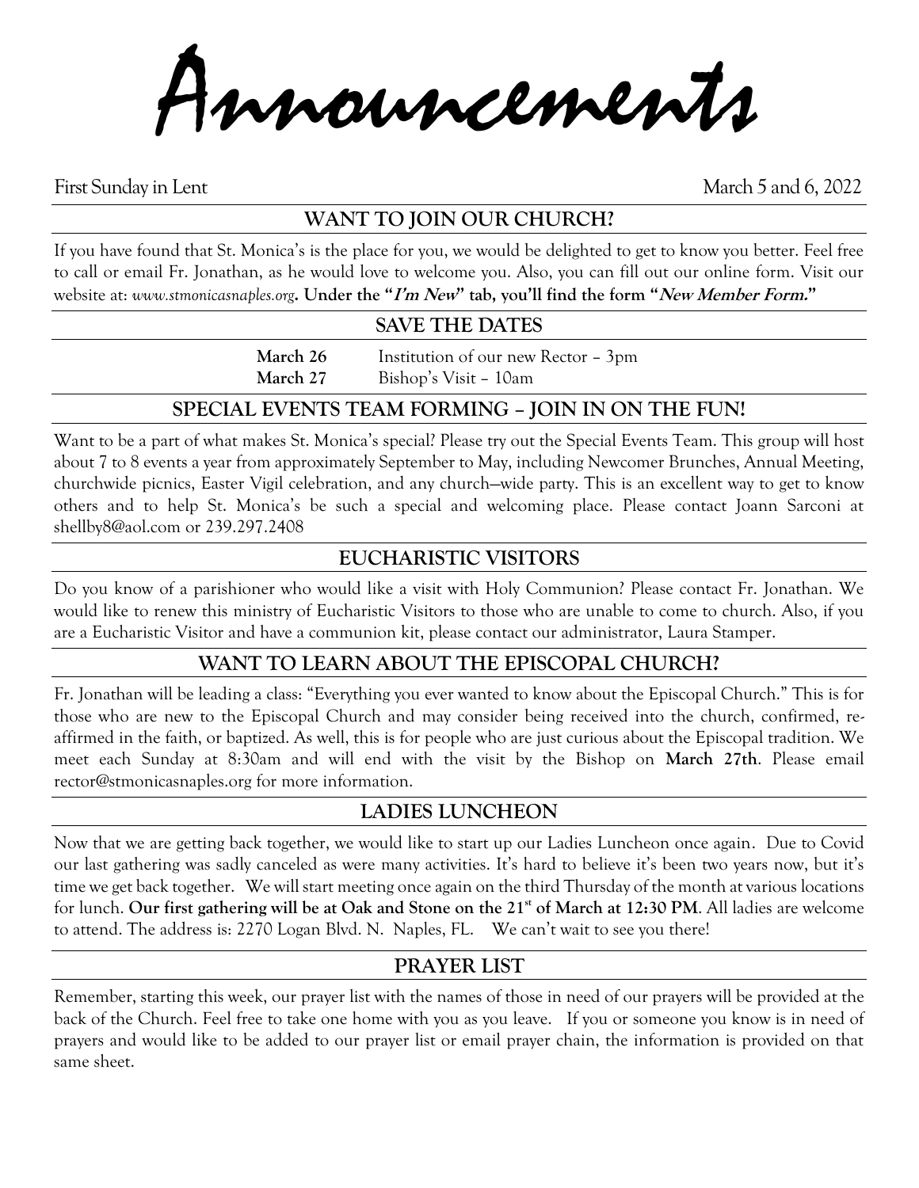# Announcements

First Sunday in Lent March 5 and 6, 2022

## WANT TO JOIN OUR CHURCH?

If you have found that St. Monica's is the place for you, we would be delighted to get to know you better. Feel free to call or email Fr. Jonathan, as he would love to welcome you. Also, you can fill out our online form. Visit our website at: *www.stmonicasnaples.org*. **Under the "*I'm New*" tab, you'll find the form "*New Member Form.*"**

## SAVE THE DATES

| | |
|---|---|
| **March 26** | Institution of our new Rector – 3pm |
| **March 27** | Bishop's Visit – 10am |

## SPECIAL EVENTS TEAM FORMING – JOIN IN ON THE FUN!

Want to be a part of what makes St. Monica's special? Please try out the Special Events Team. This group will host about 7 to 8 events a year from approximately September to May, including Newcomer Brunches, Annual Meeting, churchwide picnics, Easter Vigil celebration, and any church—wide party. This is an excellent way to get to know others and to help St. Monica's be such a special and welcoming place. Please contact Joann Sarconi at shellby8@aol.com or 239.297.2408

## EUCHARISTIC VISITORS

Do you know of a parishioner who would like a visit with Holy Communion? Please contact Fr. Jonathan. We would like to renew this ministry of Eucharistic Visitors to those who are unable to come to church. Also, if you are a Eucharistic Visitor and have a communion kit, please contact our administrator, Laura Stamper.

## WANT TO LEARN ABOUT THE EPISCOPAL CHURCH?

Fr. Jonathan will be leading a class: "Everything you ever wanted to know about the Episcopal Church." This is for those who are new to the Episcopal Church and may consider being received into the church, confirmed, re-affirmed in the faith, or baptized. As well, this is for people who are just curious about the Episcopal tradition. We meet each Sunday at 8:30am and will end with the visit by the Bishop on **March 27th**. Please email rector@stmonicasnaples.org for more information.

## LADIES LUNCHEON

Now that we are getting back together, we would like to start up our Ladies Luncheon once again. Due to Covid our last gathering was sadly canceled as were many activities. It's hard to believe it's been two years now, but it's time we get back together. We will start meeting once again on the third Thursday of the month at various locations for lunch. **Our first gathering will be at Oak and Stone on the 21st of March at 12:30 PM**. All ladies are welcome to attend. The address is: 2270 Logan Blvd. N. Naples, FL. We can't wait to see you there!

## PRAYER LIST

Remember, starting this week, our prayer list with the names of those in need of our prayers will be provided at the back of the Church. Feel free to take one home with you as you leave. If you or someone you know is in need of prayers and would like to be added to our prayer list or email prayer chain, the information is provided on that same sheet.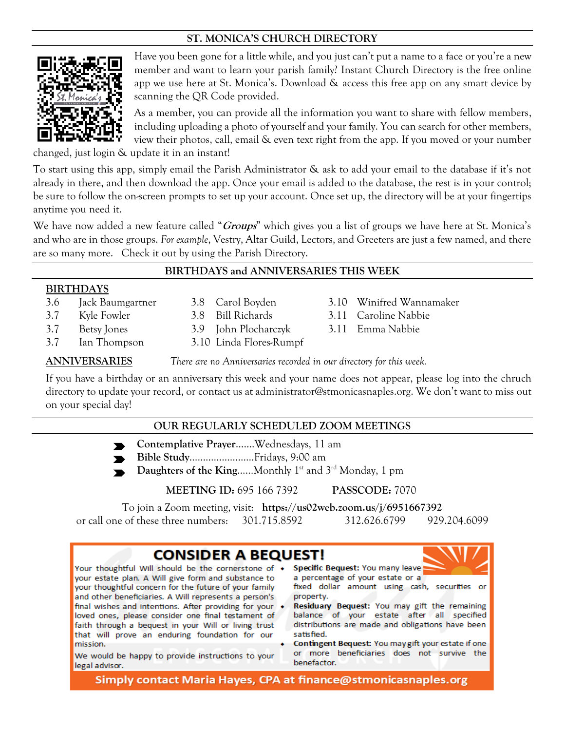## ST. MONICA'S CHURCH DIRECTORY

Have you been gone for a little while, and you just can't put a name to a face or you're a new member and want to learn your parish family? Instant Church Directory is the free online app we use here at St. Monica's. Download & access this free app on any smart device by scanning the QR Code provided.

As a member, you can provide all the information you want to share with fellow members, including uploading a photo of yourself and your family. You can search for other members, view their photos, call, email & even text right from the app. If you moved or your number changed, just login & update it in an instant!

To start using this app, simply email the Parish Administrator & ask to add your email to the database if it's not already in there, and then download the app. Once your email is added to the database, the rest is in your control; be sure to follow the on-screen prompts to set up your account. Once set up, the directory will be at your fingertips anytime you need it.

We have now added a new feature called "***Groups***" which gives you a list of groups we have here at St. Monica's and who are in those groups. *For example*, Vestry, Altar Guild, Lectors, and Greeters are just a few named, and there are so many more. Check it out by using the Parish Directory.

## BIRTHDAYS and ANNIVERSARIES THIS WEEK

**BIRTHDAYS**

| | | | | | |
|---|---|---|---|---|---|
| 3.6 | Jack Baumgartner | 3.8 | Carol Boyden | 3.10 | Winifred Wannamaker |
| 3.7 | Kyle Fowler | 3.8 | Bill Richards | 3.11 | Caroline Nabbie |
| 3.7 | Betsy Jones | 3.9 | John Plocharczyk | 3.11 | Emma Nabbie |
| 3.7 | Ian Thompson | 3.10 | Linda Flores-Rumpf | | |

**ANNIVERSARIES** *There are no Anniversaries recorded in our directory for this week.*

If you have a birthday or an anniversary this week and your name does not appear, please log into the chruch directory to update your record, or contact us at administrator@stmonicasnaples.org. We don't want to miss out on your special day!

## OUR REGULARLY SCHEDULED ZOOM MEETINGS

- **Contemplative Prayer**.......Wednesdays, 11 am
- **Bible Study**........................Fridays, 9:00 am
- **Daughters of the King**......Monthly 1st and 3rd Monday, 1 pm

**MEETING ID:** 695 166 7392 **PASSCODE:** 7070

To join a Zoom meeting, visit: **https://us02web.zoom.us/j/6951667392**
or call one of these three numbers: 301.715.8592 312.626.6799 929.204.6099

## CONSIDER A BEQUEST!

Your thoughtful Will should be the cornerstone of your estate plan. A Will give form and substance to your thoughtful concern for the future of your family and other beneficiaries. A Will represents a person's final wishes and intentions. After providing for your loved ones, please consider one final testament of faith through a bequest in your Will or living trust that will prove an enduring foundation for our mission.

We would be happy to provide instructions to your legal advisor.

- **Specific Bequest:** You many leave a percentage of your estate or a fixed dollar amount using cash, securities or property.
- **Residuary Bequest:** You may gift the remaining balance of your estate after all specified distributions are made and obligations have been satisfied.
- **Contingent Bequest:** You may gift your estate if one or more beneficiaries does not survive the benefactor.

**Simply contact Maria Hayes, CPA at finance@stmonicasnaples.org**